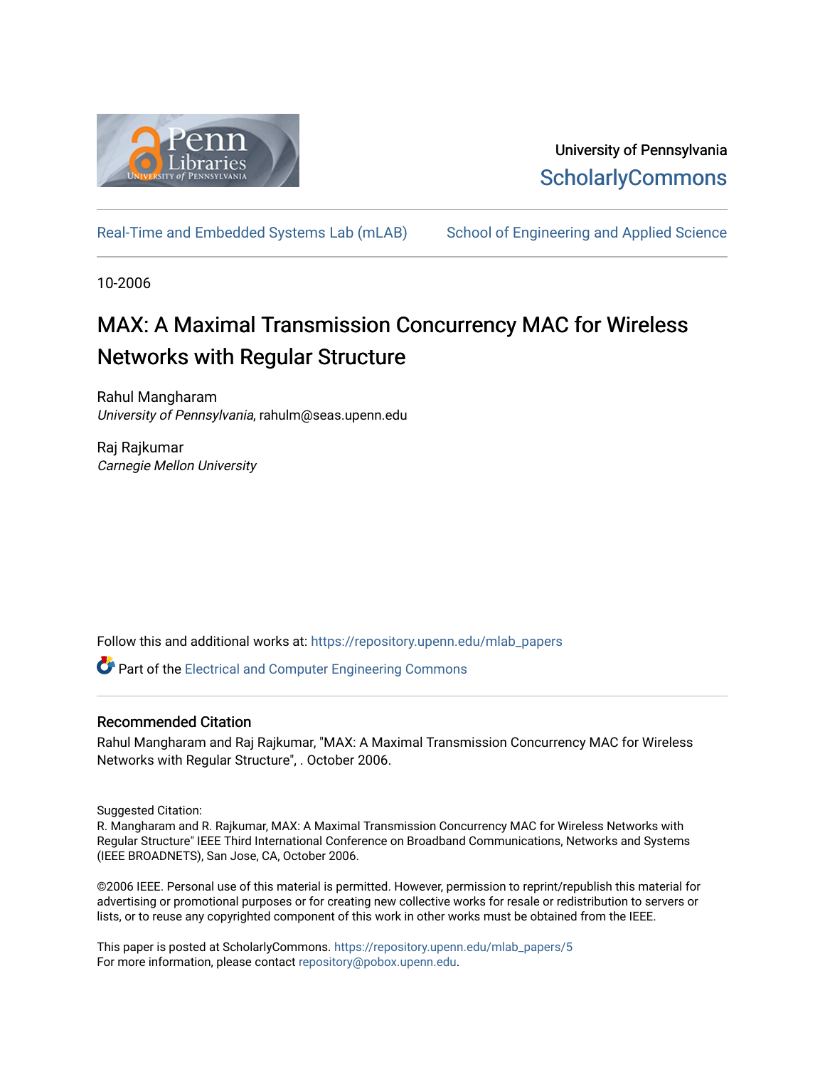University of Pennsylvania
ScholarlyCommons

Real-Time and Embedded Systems Lab (mLAB) | School of Engineering and Applied Science

10-2006

# MAX: A Maximal Transmission Concurrency MAC for Wireless Networks with Regular Structure

Rahul Mangharam
*University of Pennsylvania*, rahulm@seas.upenn.edu

Raj Rajkumar
*Carnegie Mellon University*

Follow this and additional works at: https://repository.upenn.edu/mlab_papers

Part of the Electrical and Computer Engineering Commons

## Recommended Citation

Rahul Mangharam and Raj Rajkumar, "MAX: A Maximal Transmission Concurrency MAC for Wireless Networks with Regular Structure", . October 2006.

Suggested Citation:
R. Mangharam and R. Rajkumar, MAX: A Maximal Transmission Concurrency MAC for Wireless Networks with Regular Structure" IEEE Third International Conference on Broadband Communications, Networks and Systems (IEEE BROADNETS), San Jose, CA, October 2006.

©2006 IEEE. Personal use of this material is permitted. However, permission to reprint/republish this material for advertising or promotional purposes or for creating new collective works for resale or redistribution to servers or lists, or to reuse any copyrighted component of this work in other works must be obtained from the IEEE.

This paper is posted at ScholarlyCommons. https://repository.upenn.edu/mlab_papers/5
For more information, please contact repository@pobox.upenn.edu.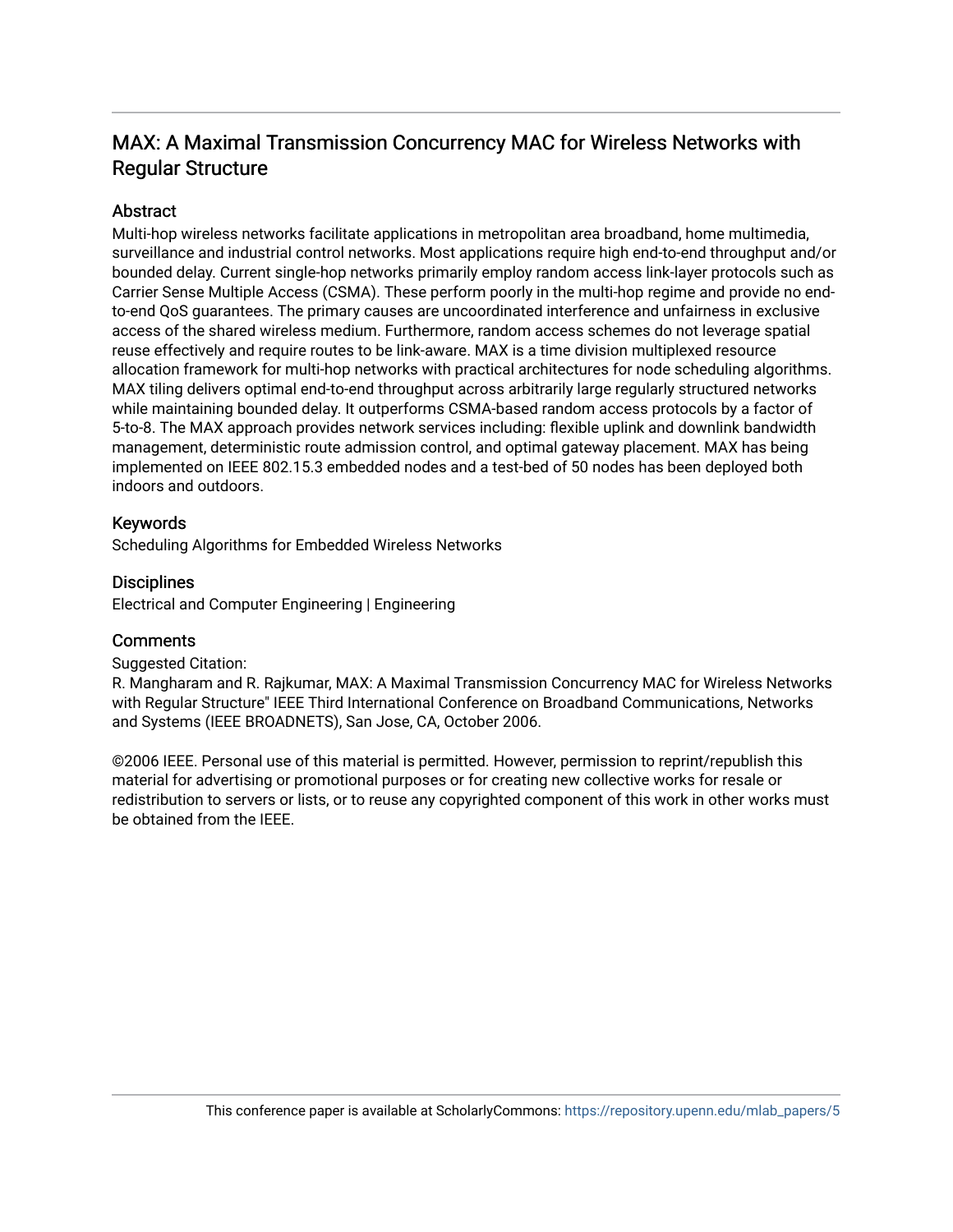# MAX: A Maximal Transmission Concurrency MAC for Wireless Networks with Regular Structure

## Abstract

Multi-hop wireless networks facilitate applications in metropolitan area broadband, home multimedia, surveillance and industrial control networks. Most applications require high end-to-end throughput and/or bounded delay. Current single-hop networks primarily employ random access link-layer protocols such as Carrier Sense Multiple Access (CSMA). These perform poorly in the multi-hop regime and provide no end-to-end QoS guarantees. The primary causes are uncoordinated interference and unfairness in exclusive access of the shared wireless medium. Furthermore, random access schemes do not leverage spatial reuse effectively and require routes to be link-aware. MAX is a time division multiplexed resource allocation framework for multi-hop networks with practical architectures for node scheduling algorithms. MAX tiling delivers optimal end-to-end throughput across arbitrarily large regularly structured networks while maintaining bounded delay. It outperforms CSMA-based random access protocols by a factor of 5-to-8. The MAX approach provides network services including: flexible uplink and downlink bandwidth management, deterministic route admission control, and optimal gateway placement. MAX has being implemented on IEEE 802.15.3 embedded nodes and a test-bed of 50 nodes has been deployed both indoors and outdoors.

## Keywords

Scheduling Algorithms for Embedded Wireless Networks

## Disciplines

Electrical and Computer Engineering | Engineering

## Comments

Suggested Citation:
R. Mangharam and R. Rajkumar, MAX: A Maximal Transmission Concurrency MAC for Wireless Networks with Regular Structure" IEEE Third International Conference on Broadband Communications, Networks and Systems (IEEE BROADNETS), San Jose, CA, October 2006.

©2006 IEEE. Personal use of this material is permitted. However, permission to reprint/republish this material for advertising or promotional purposes or for creating new collective works for resale or redistribution to servers or lists, or to reuse any copyrighted component of this work in other works must be obtained from the IEEE.

This conference paper is available at ScholarlyCommons: https://repository.upenn.edu/mlab_papers/5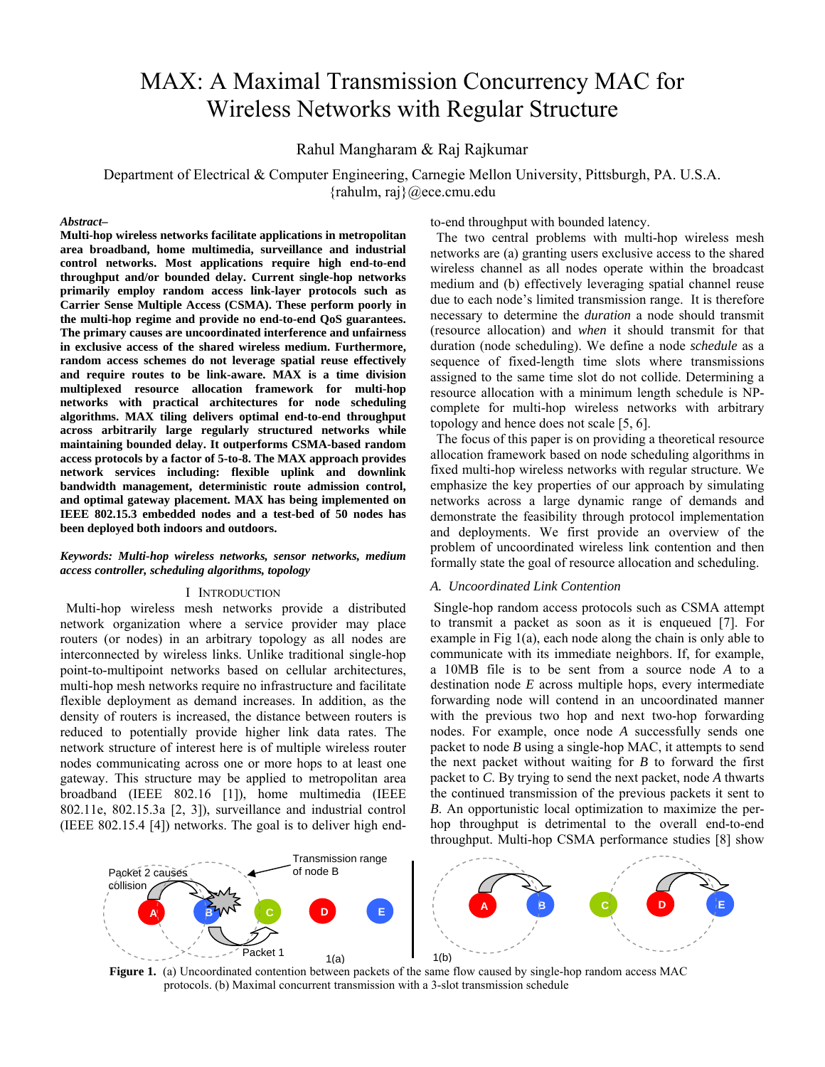# MAX: A Maximal Transmission Concurrency MAC for Wireless Networks with Regular Structure

Rahul Mangharam & Raj Rajkumar

Department of Electrical & Computer Engineering, Carnegie Mellon University, Pittsburgh, PA. U.S.A.
{rahulm, raj}@ece.cmu.edu

***Abstract–***

**Multi-hop wireless networks facilitate applications in metropolitan area broadband, home multimedia, surveillance and industrial control networks. Most applications require high end-to-end throughput and/or bounded delay. Current single-hop networks primarily employ random access link-layer protocols such as Carrier Sense Multiple Access (CSMA). These perform poorly in the multi-hop regime and provide no end-to-end QoS guarantees. The primary causes are uncoordinated interference and unfairness in exclusive access of the shared wireless medium. Furthermore, random access schemes do not leverage spatial reuse effectively and require routes to be link-aware. MAX is a time division multiplexed resource allocation framework for multi-hop networks with practical architectures for node scheduling algorithms. MAX tiling delivers optimal end-to-end throughput across arbitrarily large regularly structured networks while maintaining bounded delay. It outperforms CSMA-based random access protocols by a factor of 5-to-8. The MAX approach provides network services including: flexible uplink and downlink bandwidth management, deterministic route admission control, and optimal gateway placement. MAX has being implemented on IEEE 802.15.3 embedded nodes and a test-bed of 50 nodes has been deployed both indoors and outdoors.**

***Keywords: Multi-hop wireless networks, sensor networks, medium access controller, scheduling algorithms, topology***

## I Introduction

Multi-hop wireless mesh networks provide a distributed network organization where a service provider may place routers (or nodes) in an arbitrary topology as all nodes are interconnected by wireless links. Unlike traditional single-hop point-to-multipoint networks based on cellular architectures, multi-hop mesh networks require no infrastructure and facilitate flexible deployment as demand increases. In addition, as the density of routers is increased, the distance between routers is reduced to potentially provide higher link data rates. The network structure of interest here is of multiple wireless router nodes communicating across one or more hops to at least one gateway. This structure may be applied to metropolitan area broadband (IEEE 802.16 [1]), home multimedia (IEEE 802.11e, 802.15.3a [2, 3]), surveillance and industrial control (IEEE 802.15.4 [4]) networks. The goal is to deliver high end-to-end throughput with bounded latency.

The two central problems with multi-hop wireless mesh networks are (a) granting users exclusive access to the shared wireless channel as all nodes operate within the broadcast medium and (b) effectively leveraging spatial channel reuse due to each node's limited transmission range. It is therefore necessary to determine the *duration* a node should transmit (resource allocation) and *when* it should transmit for that duration (node scheduling). We define a node *schedule* as a sequence of fixed-length time slots where transmissions assigned to the same time slot do not collide. Determining a resource allocation with a minimum length schedule is NP-complete for multi-hop wireless networks with arbitrary topology and hence does not scale [5, 6].

The focus of this paper is on providing a theoretical resource allocation framework based on node scheduling algorithms in fixed multi-hop wireless networks with regular structure. We emphasize the key properties of our approach by simulating networks across a large dynamic range of demands and demonstrate the feasibility through protocol implementation and deployments. We first provide an overview of the problem of uncoordinated wireless link contention and then formally state the goal of resource allocation and scheduling.

### A. Uncoordinated Link Contention

Single-hop random access protocols such as CSMA attempt to transmit a packet as soon as it is enqueued [7]. For example in Fig 1(a), each node along the chain is only able to communicate with its immediate neighbors. If, for example, a 10MB file is to be sent from a source node *A* to a destination node *E* across multiple hops, every intermediate forwarding node will contend in an uncoordinated manner with the previous two hop and next two-hop forwarding nodes. For example, once node *A* successfully sends one packet to node *B* using a single-hop MAC, it attempts to send the next packet without waiting for *B* to forward the first packet to *C*. By trying to send the next packet, node *A* thwarts the continued transmission of the previous packets it sent to *B*. An opportunistic local optimization to maximize the per-hop throughput is detrimental to the overall end-to-end throughput. Multi-hop CSMA performance studies [8] show

**Figure 1.** (a) Uncoordinated contention between packets of the same flow caused by single-hop random access MAC protocols. (b) Maximal concurrent transmission with a 3-slot transmission schedule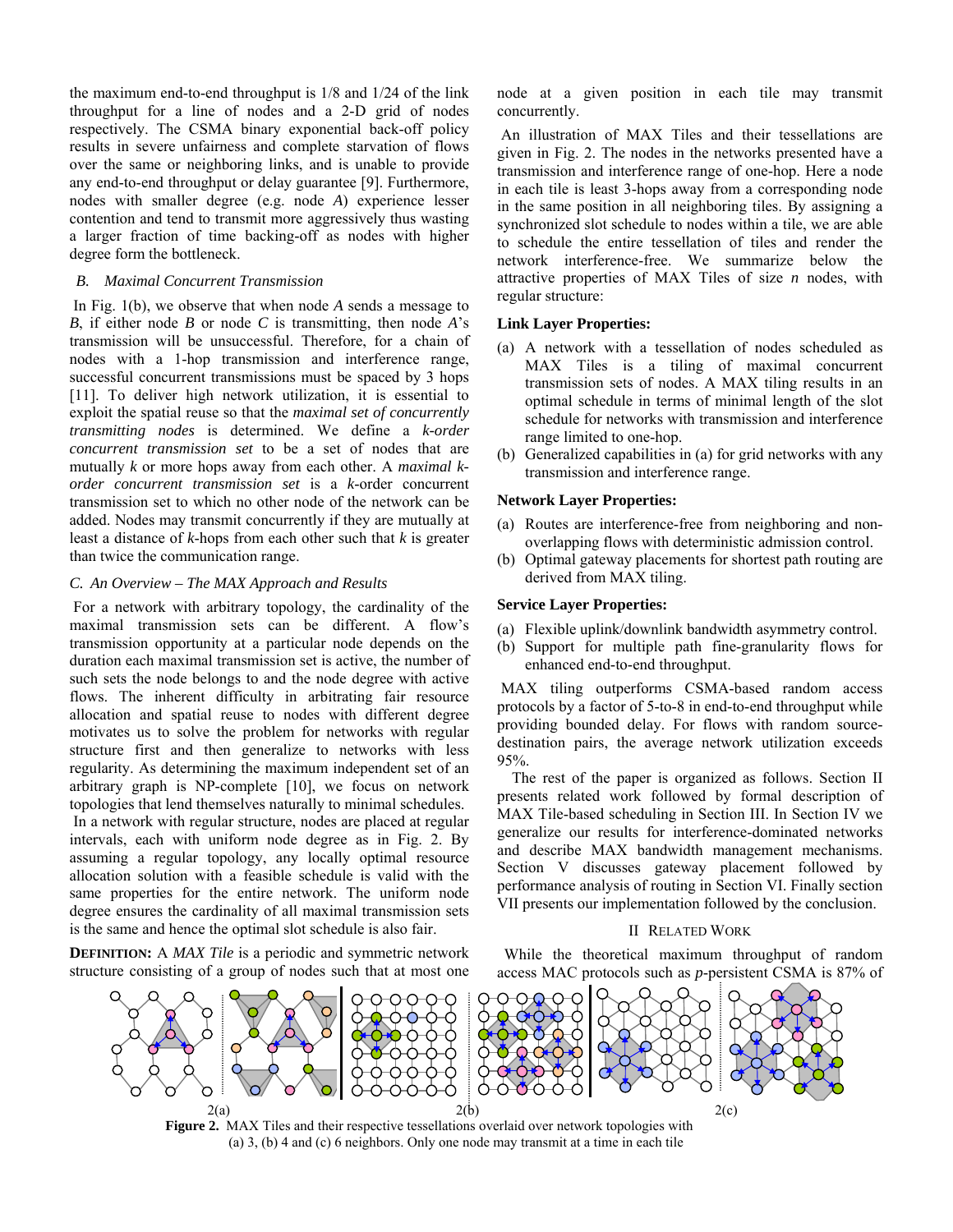the maximum end-to-end throughput is 1/8 and 1/24 of the link throughput for a line of nodes and a 2-D grid of nodes respectively. The CSMA binary exponential back-off policy results in severe unfairness and complete starvation of flows over the same or neighboring links, and is unable to provide any end-to-end throughput or delay guarantee [9]. Furthermore, nodes with smaller degree (e.g. node *A*) experience lesser contention and tend to transmit more aggressively thus wasting a larger fraction of time backing-off as nodes with higher degree form the bottleneck.

### *B. Maximal Concurrent Transmission*

In Fig. 1(b), we observe that when node *A* sends a message to *B*, if either node *B* or node *C* is transmitting, then node *A*'s transmission will be unsuccessful. Therefore, for a chain of nodes with a 1-hop transmission and interference range, successful concurrent transmissions must be spaced by 3 hops [11]. To deliver high network utilization, it is essential to exploit the spatial reuse so that the *maximal set of concurrently transmitting nodes* is determined. We define a *k-order concurrent transmission set* to be a set of nodes that are mutually *k* or more hops away from each other. A *maximal k-order concurrent transmission set* is a *k*-order concurrent transmission set to which no other node of the network can be added. Nodes may transmit concurrently if they are mutually at least a distance of *k*-hops from each other such that *k* is greater than twice the communication range.

### *C. An Overview – The MAX Approach and Results*

For a network with arbitrary topology, the cardinality of the maximal transmission sets can be different. A flow's transmission opportunity at a particular node depends on the duration each maximal transmission set is active, the number of such sets the node belongs to and the node degree with active flows. The inherent difficulty in arbitrating fair resource allocation and spatial reuse to nodes with different degree motivates us to solve the problem for networks with regular structure first and then generalize to networks with less regularity. As determining the maximum independent set of an arbitrary graph is NP-complete [10], we focus on network topologies that lend themselves naturally to minimal schedules.

In a network with regular structure, nodes are placed at regular intervals, each with uniform node degree as in Fig. 2. By assuming a regular topology, any locally optimal resource allocation solution with a feasible schedule is valid with the same properties for the entire network. The uniform node degree ensures the cardinality of all maximal transmission sets is the same and hence the optimal slot schedule is also fair.

**DEFINITION:** A *MAX Tile* is a periodic and symmetric network structure consisting of a group of nodes such that at most one node at a given position in each tile may transmit concurrently.

An illustration of MAX Tiles and their tessellations are given in Fig. 2. The nodes in the networks presented have a transmission and interference range of one-hop. Here a node in each tile is least 3-hops away from a corresponding node in the same position in all neighboring tiles. By assigning a synchronized slot schedule to nodes within a tile, we are able to schedule the entire tessellation of tiles and render the network interference-free. We summarize below the attractive properties of MAX Tiles of size *n* nodes, with regular structure:

**Link Layer Properties:**

(a) A network with a tessellation of nodes scheduled as MAX Tiles is a tiling of maximal concurrent transmission sets of nodes. A MAX tiling results in an optimal schedule in terms of minimal length of the slot schedule for networks with transmission and interference range limited to one-hop.

(b) Generalized capabilities in (a) for grid networks with any transmission and interference range.

**Network Layer Properties:**

(a) Routes are interference-free from neighboring and non-overlapping flows with deterministic admission control.

(b) Optimal gateway placements for shortest path routing are derived from MAX tiling.

**Service Layer Properties:**

(a) Flexible uplink/downlink bandwidth asymmetry control.

(b) Support for multiple path fine-granularity flows for enhanced end-to-end throughput.

MAX tiling outperforms CSMA-based random access protocols by a factor of 5-to-8 in end-to-end throughput while providing bounded delay. For flows with random source-destination pairs, the average network utilization exceeds 95%.

The rest of the paper is organized as follows. Section II presents related work followed by formal description of MAX Tile-based scheduling in Section III. In Section IV we generalize our results for interference-dominated networks and describe MAX bandwidth management mechanisms. Section V discusses gateway placement followed by performance analysis of routing in Section VI. Finally section VII presents our implementation followed by the conclusion.

## II RELATED WORK

While the theoretical maximum throughput of random access MAC protocols such as *p*-persistent CSMA is 87% of

2(a) 2(b) 2(c)

**Figure 2.** MAX Tiles and their respective tessellations overlaid over network topologies with (a) 3, (b) 4 and (c) 6 neighbors. Only one node may transmit at a time in each tile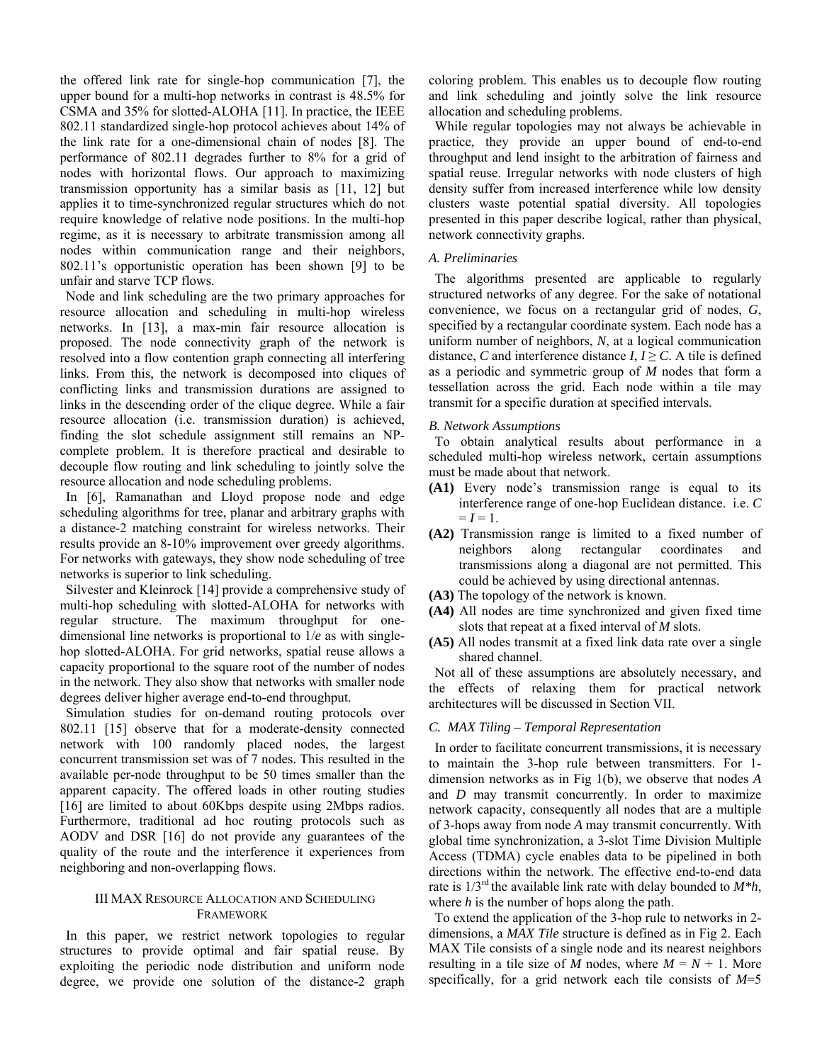the offered link rate for single-hop communication [7], the upper bound for a multi-hop networks in contrast is 48.5% for CSMA and 35% for slotted-ALOHA [11]. In practice, the IEEE 802.11 standardized single-hop protocol achieves about 14% of the link rate for a one-dimensional chain of nodes [8]. The performance of 802.11 degrades further to 8% for a grid of nodes with horizontal flows. Our approach to maximizing transmission opportunity has a similar basis as [11, 12] but applies it to time-synchronized regular structures which do not require knowledge of relative node positions. In the multi-hop regime, as it is necessary to arbitrate transmission among all nodes within communication range and their neighbors, 802.11's opportunistic operation has been shown [9] to be unfair and starve TCP flows.

Node and link scheduling are the two primary approaches for resource allocation and scheduling in multi-hop wireless networks. In [13], a max-min fair resource allocation is proposed. The node connectivity graph of the network is resolved into a flow contention graph connecting all interfering links. From this, the network is decomposed into cliques of conflicting links and transmission durations are assigned to links in the descending order of the clique degree. While a fair resource allocation (i.e. transmission duration) is achieved, finding the slot schedule assignment still remains an NP-complete problem. It is therefore practical and desirable to decouple flow routing and link scheduling to jointly solve the resource allocation and node scheduling problems.

In [6], Ramanathan and Lloyd propose node and edge scheduling algorithms for tree, planar and arbitrary graphs with a distance-2 matching constraint for wireless networks. Their results provide an 8-10% improvement over greedy algorithms. For networks with gateways, they show node scheduling of tree networks is superior to link scheduling.

Silvester and Kleinrock [14] provide a comprehensive study of multi-hop scheduling with slotted-ALOHA for networks with regular structure. The maximum throughput for one-dimensional line networks is proportional to $1/e$ as with single-hop slotted-ALOHA. For grid networks, spatial reuse allows a capacity proportional to the square root of the number of nodes in the network. They also show that networks with smaller node degrees deliver higher average end-to-end throughput.

Simulation studies for on-demand routing protocols over 802.11 [15] observe that for a moderate-density connected network with 100 randomly placed nodes, the largest concurrent transmission set was of 7 nodes. This resulted in the available per-node throughput to be 50 times smaller than the apparent capacity. The offered loads in other routing studies [16] are limited to about 60Kbps despite using 2Mbps radios. Furthermore, traditional ad hoc routing protocols such as AODV and DSR [16] do not provide any guarantees of the quality of the route and the interference it experiences from neighboring and non-overlapping flows.

## III MAX Resource Allocation and Scheduling Framework

In this paper, we restrict network topologies to regular structures to provide optimal and fair spatial reuse. By exploiting the periodic node distribution and uniform node degree, we provide one solution of the distance-2 graph coloring problem. This enables us to decouple flow routing and link scheduling and jointly solve the link resource allocation and scheduling problems.

While regular topologies may not always be achievable in practice, they provide an upper bound of end-to-end throughput and lend insight to the arbitration of fairness and spatial reuse. Irregular networks with node clusters of high density suffer from increased interference while low density clusters waste potential spatial diversity. All topologies presented in this paper describe logical, rather than physical, network connectivity graphs.

### *A. Preliminaries*

The algorithms presented are applicable to regularly structured networks of any degree. For the sake of notational convenience, we focus on a rectangular grid of nodes, $G$, specified by a rectangular coordinate system. Each node has a uniform number of neighbors, $N$, at a logical communication distance, $C$ and interference distance $I$, $I \geq C$. A tile is defined as a periodic and symmetric group of $M$ nodes that form a tessellation across the grid. Each node within a tile may transmit for a specific duration at specified intervals.

### *B. Network Assumptions*

To obtain analytical results about performance in a scheduled multi-hop wireless network, certain assumptions must be made about that network.

- **(A1)** Every node's transmission range is equal to its interference range of one-hop Euclidean distance. i.e. $C = I = 1$.
- **(A2)** Transmission range is limited to a fixed number of neighbors along rectangular coordinates and transmissions along a diagonal are not permitted. This could be achieved by using directional antennas.
- **(A3)** The topology of the network is known.
- **(A4)** All nodes are time synchronized and given fixed time slots that repeat at a fixed interval of $M$ slots.
- **(A5)** All nodes transmit at a fixed link data rate over a single shared channel.

Not all of these assumptions are absolutely necessary, and the effects of relaxing them for practical network architectures will be discussed in Section VII.

### *C. MAX Tiling – Temporal Representation*

In order to facilitate concurrent transmissions, it is necessary to maintain the 3-hop rule between transmitters. For 1-dimension networks as in Fig 1(b), we observe that nodes $A$ and $D$ may transmit concurrently. In order to maximize network capacity, consequently all nodes that are a multiple of 3-hops away from node $A$ may transmit concurrently. With global time synchronization, a 3-slot Time Division Multiple Access (TDMA) cycle enables data to be pipelined in both directions within the network. The effective end-to-end data rate is 1/3rd the available link rate with delay bounded to $M*h$, where $h$ is the number of hops along the path.

To extend the application of the 3-hop rule to networks in 2-dimensions, a *MAX Tile* structure is defined as in Fig 2. Each MAX Tile consists of a single node and its nearest neighbors resulting in a tile size of $M$ nodes, where $M = N + 1$. More specifically, for a grid network each tile consists of $M$=5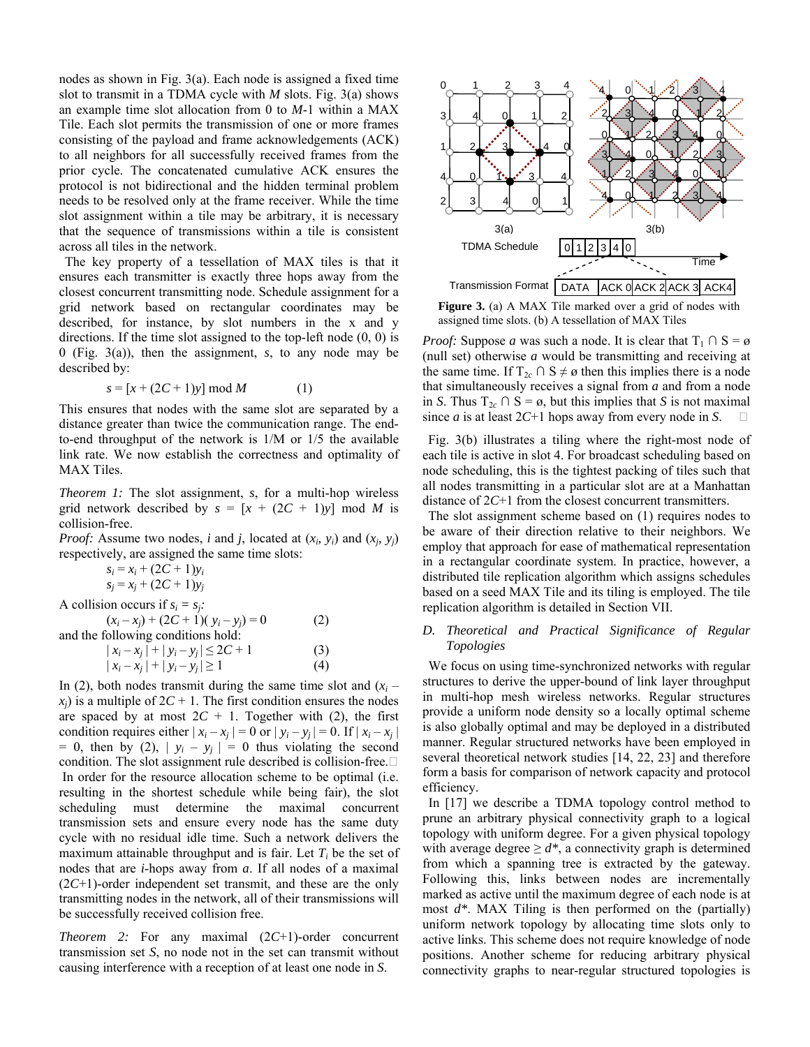nodes as shown in Fig. 3(a). Each node is assigned a fixed time slot to transmit in a TDMA cycle with $M$ slots. Fig. 3(a) shows an example time slot allocation from 0 to $M$-1 within a MAX Tile. Each slot permits the transmission of one or more frames consisting of the payload and frame acknowledgements (ACK) to all neighbors for all successfully received frames from the prior cycle. The concatenated cumulative ACK ensures the protocol is not bidirectional and the hidden terminal problem needs to be resolved only at the frame receiver. While the time slot assignment within a tile may be arbitrary, it is necessary that the sequence of transmissions within a tile is consistent across all tiles in the network.

The key property of a tessellation of MAX tiles is that it ensures each transmitter is exactly three hops away from the closest concurrent transmitting node. Schedule assignment for a grid network based on rectangular coordinates may be described, for instance, by slot numbers in the x and y directions. If the time slot assigned to the top-left node (0, 0) is 0 (Fig. 3(a)), then the assignment, $s$, to any node may be described by:

$$s = [x + (2C + 1)y] \bmod M \qquad (1)$$

This ensures that nodes with the same slot are separated by a distance greater than twice the communication range. The end-to-end throughput of the network is 1/M or 1/5 the available link rate. We now establish the correctness and optimality of MAX Tiles.

*Theorem 1:* The slot assignment, $s$, for a multi-hop wireless grid network described by $s = [x + (2C + 1)y] \bmod M$ is collision-free.

*Proof:* Assume two nodes, $i$ and $j$, located at $(x_i, y_i)$ and $(x_j, y_j)$ respectively, are assigned the same time slots:

$$s_i = x_i + (2C + 1)y_i$$
$$s_j = x_j + (2C + 1)y_j$$

A collision occurs if $s_i = s_j$:

$$(x_i - x_j) + (2C + 1)(y_i - y_j) = 0 \qquad (2)$$

and the following conditions hold:

$$|x_i - x_j| + |y_i - y_j| \leq 2C + 1 \qquad (3)$$
$$|x_i - x_j| + |y_i - y_j| \geq 1 \qquad (4)$$

In (2), both nodes transmit during the same time slot and $(x_i - x_j)$ is a multiple of $2C + 1$. The first condition ensures the nodes are spaced by at most $2C + 1$. Together with (2), the first condition requires either $|x_i - x_j| = 0$ or $|y_i - y_j| = 0$. If $|x_i - x_j| = 0$, then by (2), $|y_i - y_j| = 0$ thus violating the second condition. The slot assignment rule described is collision-free. □

In order for the resource allocation scheme to be optimal (i.e. resulting in the shortest schedule while being fair), the slot scheduling must determine the maximal concurrent transmission sets and ensure every node has the same duty cycle with no residual idle time. Such a network delivers the maximum attainable throughput and is fair. Let $T_i$ be the set of nodes that are $i$-hops away from $a$. If all nodes of a maximal ($2C$+1)-order independent set transmit, and these are the only transmitting nodes in the network, all of their transmissions will be successfully received collision free.

*Theorem 2:* For any maximal ($2C$+1)-order concurrent transmission set $S$, no node not in the set can transmit without causing interference with a reception of at least one node in $S$.

**Figure 3.** (a) A MAX Tile marked over a grid of nodes with assigned time slots. (b) A tessellation of MAX Tiles

*Proof:* Suppose $a$ was such a node. It is clear that $T_1 \cap S = ø$ (null set) otherwise $a$ would be transmitting and receiving at the same time. If $T_{2c} \cap S \neq ø$ then this implies there is a node that simultaneously receives a signal from $a$ and from a node in $S$. Thus $T_{2c} \cap S = ø$, but this implies that $S$ is not maximal since $a$ is at least $2C$+1 hops away from every node in $S$. □

Fig. 3(b) illustrates a tiling where the right-most node of each tile is active in slot 4. For broadcast scheduling based on node scheduling, this is the tightest packing of tiles such that all nodes transmitting in a particular slot are at a Manhattan distance of $2C$+1 from the closest concurrent transmitters.

The slot assignment scheme based on (1) requires nodes to be aware of their direction relative to their neighbors. We employ that approach for ease of mathematical representation in a rectangular coordinate system. In practice, however, a distributed tile replication algorithm which assigns schedules based on a seed MAX Tile and its tiling is employed. The tile replication algorithm is detailed in Section VII.

### D. Theoretical and Practical Significance of Regular Topologies

We focus on using time-synchronized networks with regular structures to derive the upper-bound of link layer throughput in multi-hop mesh wireless networks. Regular structures provide a uniform node density so a locally optimal scheme is also globally optimal and may be deployed in a distributed manner. Regular structured networks have been employed in several theoretical network studies [14, 22, 23] and therefore form a basis for comparison of network capacity and protocol efficiency.

In [17] we describe a TDMA topology control method to prune an arbitrary physical connectivity graph to a logical topology with uniform degree. For a given physical topology with average degree $\geq d^*$, a connectivity graph is determined from which a spanning tree is extracted by the gateway. Following this, links between nodes are incrementally marked as active until the maximum degree of each node is at most $d^*$. MAX Tiling is then performed on the (partially) uniform network topology by allocating time slots only to active links. This scheme does not require knowledge of node positions. Another scheme for reducing arbitrary physical connectivity graphs to near-regular structured topologies is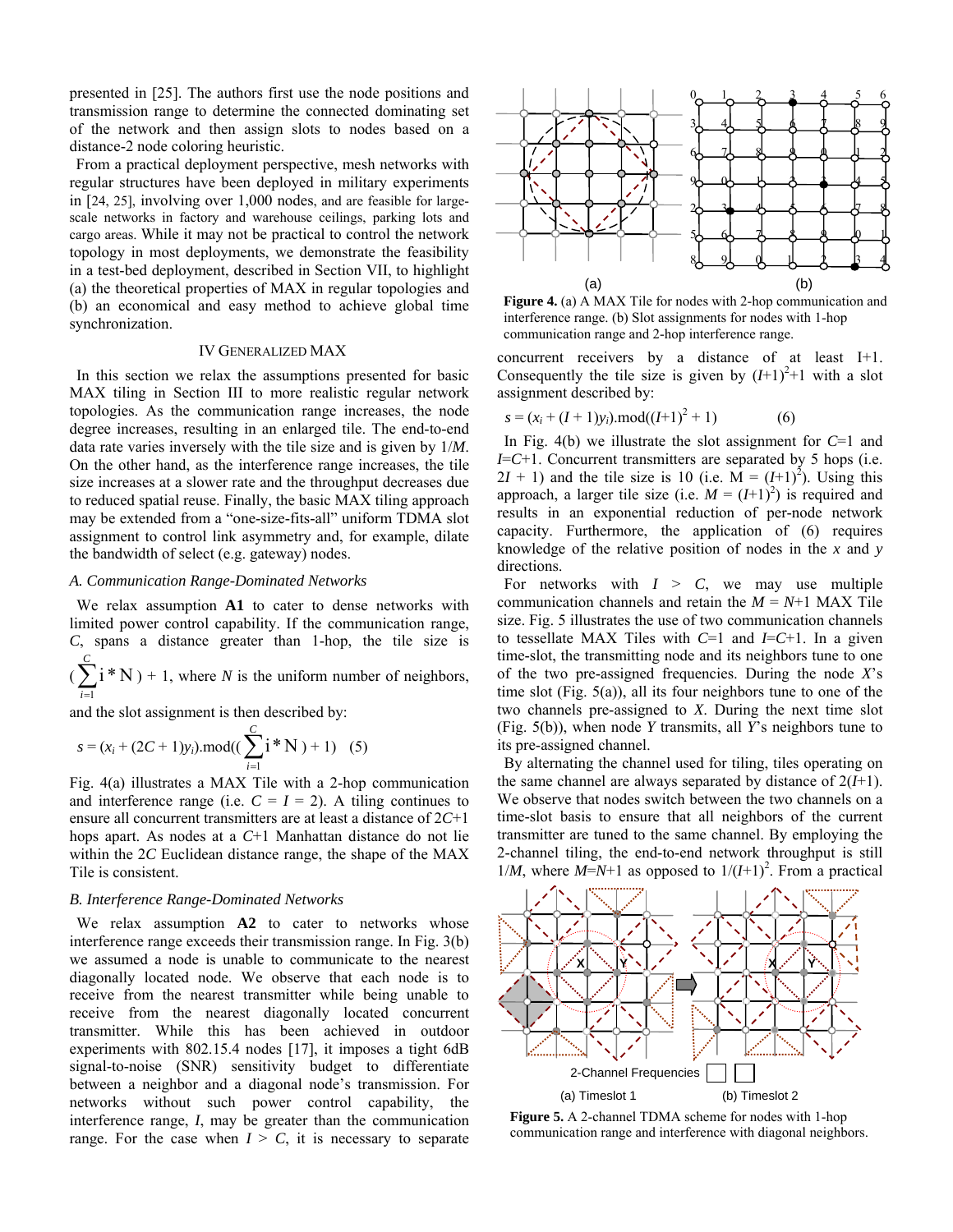presented in [25]. The authors first use the node positions and transmission range to determine the connected dominating set of the network and then assign slots to nodes based on a distance-2 node coloring heuristic.

From a practical deployment perspective, mesh networks with regular structures have been deployed in military experiments in [24, 25], involving over 1,000 nodes, and are feasible for large-scale networks in factory and warehouse ceilings, parking lots and cargo areas. While it may not be practical to control the network topology in most deployments, we demonstrate the feasibility in a test-bed deployment, described in Section VII, to highlight (a) the theoretical properties of MAX in regular topologies and (b) an economical and easy method to achieve global time synchronization.

## IV Generalized MAX

In this section we relax the assumptions presented for basic MAX tiling in Section III to more realistic regular network topologies. As the communication range increases, the node degree increases, resulting in an enlarged tile. The end-to-end data rate varies inversely with the tile size and is given by $1/M$. On the other hand, as the interference range increases, the tile size increases at a slower rate and the throughput decreases due to reduced spatial reuse. Finally, the basic MAX tiling approach may be extended from a "one-size-fits-all" uniform TDMA slot assignment to control link asymmetry and, for example, dilate the bandwidth of select (e.g. gateway) nodes.

### *A. Communication Range-Dominated Networks*

We relax assumption **A1** to cater to dense networks with limited power control capability. If the communication range, $C$, spans a distance greater than 1-hop, the tile size is $(\sum_{i=1}^{C} i * N) + 1$, where $N$ is the uniform number of neighbors, and the slot assignment is then described by:

$$s = (x_i + (2C + 1)y_i).\text{mod}((\sum_{i=1}^{C} i * N) + 1) \quad (5)$$

Fig. 4(a) illustrates a MAX Tile with a 2-hop communication and interference range (i.e. $C = I = 2$). A tiling continues to ensure all concurrent transmitters are at least a distance of $2C+1$ hops apart. As nodes at a $C+1$ Manhattan distance do not lie within the $2C$ Euclidean distance range, the shape of the MAX Tile is consistent.

### *B. Interference Range-Dominated Networks*

We relax assumption **A2** to cater to networks whose interference range exceeds their transmission range. In Fig. 3(b) we assumed a node is unable to communicate to the nearest diagonally located node. We observe that each node is to receive from the nearest transmitter while being unable to receive from the nearest diagonally located concurrent transmitter. While this has been achieved in outdoor experiments with 802.15.4 nodes [17], it imposes a tight 6dB signal-to-noise (SNR) sensitivity budget to differentiate between a neighbor and a diagonal node's transmission. For networks without such power control capability, the interference range, $I$, may be greater than the communication range. For the case when $I > C$, it is necessary to separate concurrent receivers by a distance of at least $I+1$. Consequently the tile size is given by $(I+1)^2+1$ with a slot assignment described by:

$$s = (x_i + (I + 1)y_i).\text{mod}((I+1)^2 + 1) \quad (6)$$

**Figure 4.** (a) A MAX Tile for nodes with 2-hop communication and interference range. (b) Slot assignments for nodes with 1-hop communication range and 2-hop interference range.

In Fig. 4(b) we illustrate the slot assignment for $C$=1 and $I$=$C$+1. Concurrent transmitters are separated by 5 hops (i.e. $2I + 1$) and the tile size is 10 (i.e. $M = (I+1)^2$). Using this approach, a larger tile size (i.e. $M = (I+1)^2$) is required and results in an exponential reduction of per-node network capacity. Furthermore, the application of (6) requires knowledge of the relative position of nodes in the $x$ and $y$ directions.

For networks with $I > C$, we may use multiple communication channels and retain the $M = N+1$ MAX Tile size. Fig. 5 illustrates the use of two communication channels to tessellate MAX Tiles with $C$=1 and $I$=$C$+1. In a given time-slot, the transmitting node and its neighbors tune to one of the two pre-assigned frequencies. During the node $X$'s time slot (Fig. 5(a)), all its four neighbors tune to one of the two channels pre-assigned to $X$. During the next time slot (Fig. 5(b)), when node $Y$ transmits, all $Y$'s neighbors tune to its pre-assigned channel.

By alternating the channel used for tiling, tiles operating on the same channel are always separated by distance of $2(I+1)$. We observe that nodes switch between the two channels on a time-slot basis to ensure that all neighbors of the current transmitter are tuned to the same channel. By employing the 2-channel tiling, the end-to-end network throughput is still $1/M$, where $M$=$N$+1 as opposed to $1/(I+1)^2$. From a practical

**Figure 5.** A 2-channel TDMA scheme for nodes with 1-hop communication range and interference with diagonal neighbors.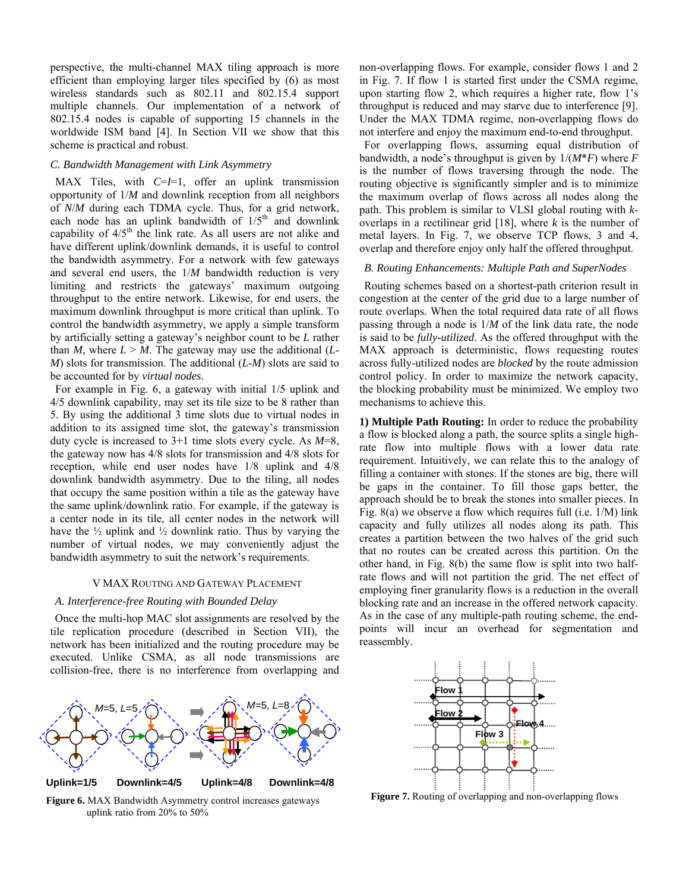perspective, the multi-channel MAX tiling approach is more efficient than employing larger tiles specified by (6) as most wireless standards such as 802.11 and 802.15.4 support multiple channels. Our implementation of a network of 802.15.4 nodes is capable of supporting 15 channels in the worldwide ISM band [4]. In Section VII we show that this scheme is practical and robust.

### *C. Bandwidth Management with Link Asymmetry*

MAX Tiles, with $C$=$I$=1, offer an uplink transmission opportunity of 1/$M$ and downlink reception from all neighbors of $N$/$M$ during each TDMA cycle. Thus, for a grid network, each node has an uplink bandwidth of 1/5$^{th}$ and downlink capability of 4/5$^{th}$ the link rate. As all users are not alike and have different uplink/downlink demands, it is useful to control the bandwidth asymmetry. For a network with few gateways and several end users, the 1/$M$ bandwidth reduction is very limiting and restricts the gateways' maximum outgoing throughput to the entire network. Likewise, for end users, the maximum downlink throughput is more critical than uplink. To control the bandwidth asymmetry, we apply a simple transform by artificially setting a gateway's neighbor count to be $L$ rather than $M$, where $L > M$. The gateway may use the additional ($L$-$M$) slots for transmission. The additional ($L$-$M$) slots are said to be accounted for by *virtual nodes*.

For example in Fig. 6, a gateway with initial 1/5 uplink and 4/5 downlink capability, may set its tile size to be 8 rather than 5. By using the additional 3 time slots due to virtual nodes in addition to its assigned time slot, the gateway's transmission duty cycle is increased to 3+1 time slots every cycle. As $M$=8, the gateway now has 4/8 slots for transmission and 4/8 slots for reception, while end user nodes have 1/8 uplink and 4/8 downlink bandwidth asymmetry. Due to the tiling, all nodes that occupy the same position within a tile as the gateway have the same uplink/downlink ratio. For example, if the gateway is a center node in its tile, all center nodes in the network will have the ½ uplink and ½ downlink ratio. Thus by varying the number of virtual nodes, we may conveniently adjust the bandwidth asymmetry to suit the network's requirements.

## V MAX Routing and Gateway Placement

### *A. Interference-free Routing with Bounded Delay*

Once the multi-hop MAC slot assignments are resolved by the tile replication procedure (described in Section VII), the network has been initialized and the routing procedure may be executed. Unlike CSMA, as all node transmissions are collision-free, there is no interference from overlapping and non-overlapping flows. For example, consider flows 1 and 2 in Fig. 7. If flow 1 is started first under the CSMA regime, upon starting flow 2, which requires a higher rate, flow 1's throughput is reduced and may starve due to interference [9]. Under the MAX TDMA regime, non-overlapping flows do not interfere and enjoy the maximum end-to-end throughput.

For overlapping flows, assuming equal distribution of bandwidth, a node's throughput is given by 1/($M$*$F$) where $F$ is the number of flows traversing through the node. The routing objective is significantly simpler and is to minimize the maximum overlap of flows across all nodes along the path. This problem is similar to VLSI global routing with $k$-overlaps in a rectilinear grid [18], where $k$ is the number of metal layers. In Fig. 7, we observe TCP flows, 3 and 4, overlap and therefore enjoy only half the offered throughput.

M=5, L=5 — M=5, L=8

Uplink=1/5 Downlink=4/5 Uplink=4/8 Downlink=4/8

**Figure 6.** MAX Bandwidth Asymmetry control increases gateways uplink ratio from 20% to 50%

### *B. Routing Enhancements: Multiple Path and SuperNodes*

Routing schemes based on a shortest-path criterion result in congestion at the center of the grid due to a large number of route overlaps. When the total required data rate of all flows passing through a node is 1/$M$ of the link data rate, the node is said to be *fully-utilized*. As the offered throughput with the MAX approach is deterministic, flows requesting routes across fully-utilized nodes are *blocked* by the route admission control policy. In order to maximize the network capacity, the blocking probability must be minimized. We employ two mechanisms to achieve this.

**1) Multiple Path Routing:** In order to reduce the probability a flow is blocked along a path, the source splits a single high-rate flow into multiple flows with a lower data rate requirement. Intuitively, we can relate this to the analogy of filling a container with stones. If the stones are big, there will be gaps in the container. To fill those gaps better, the approach should be to break the stones into smaller pieces. In Fig. 8(a) we observe a flow which requires full (i.e. 1/M) link capacity and fully utilizes all nodes along its path. This creates a partition between the two halves of the grid such that no routes can be created across this partition. On the other hand, in Fig. 8(b) the same flow is split into two half-rate flows and will not partition the grid. The net effect of employing finer granularity flows is a reduction in the overall blocking rate and an increase in the offered network capacity. As in the case of any multiple-path routing scheme, the end-points will incur an overhead for segmentation and reassembly.

Flow 1 Flow 2 Flow 3 Flow 4

**Figure 7.** Routing of overlapping and non-overlapping flows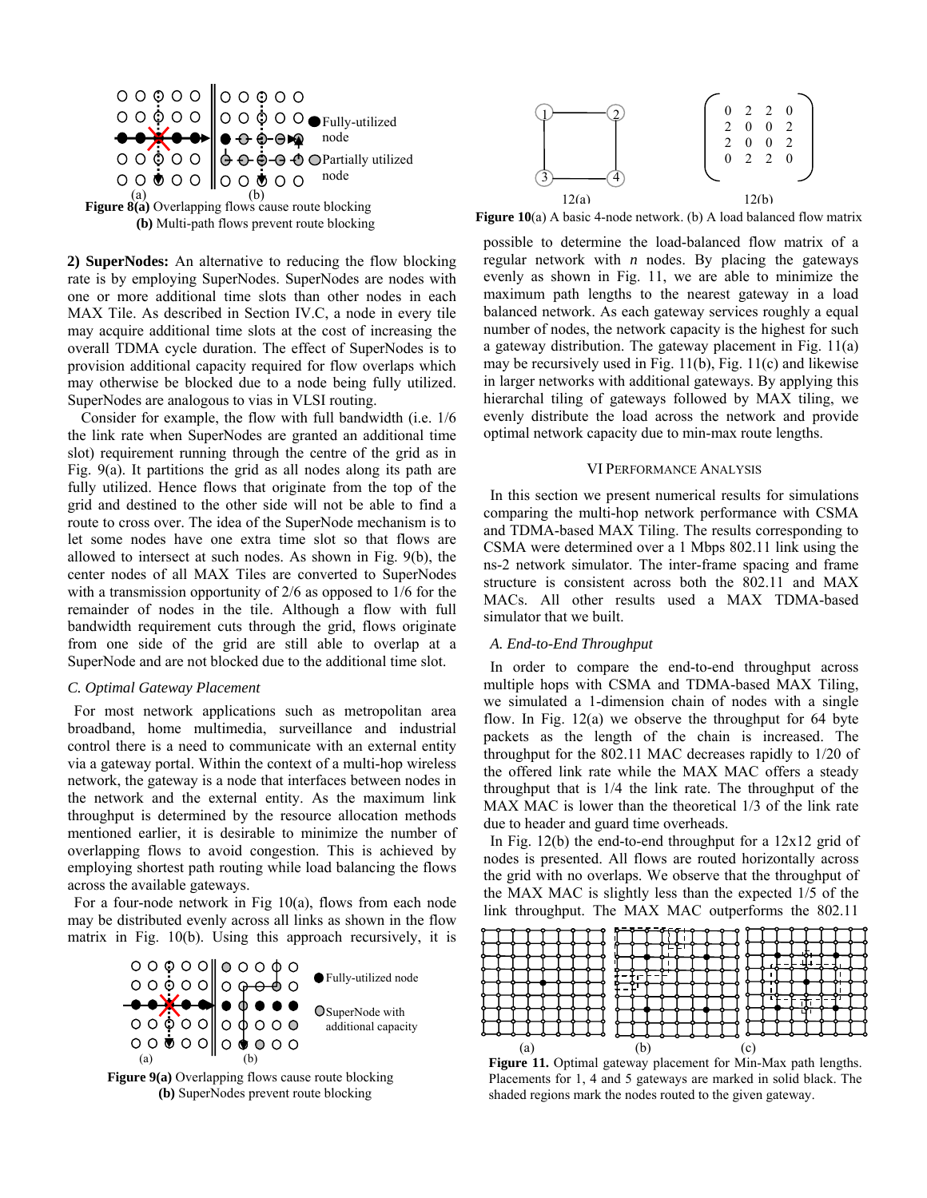Figure 8(a) Overlapping flows cause route blocking
**(b)** Multi-path flows prevent route blocking

**2) SuperNodes:** An alternative to reducing the flow blocking rate is by employing SuperNodes. SuperNodes are nodes with one or more additional time slots than other nodes in each MAX Tile. As described in Section IV.C, a node in every tile may acquire additional time slots at the cost of increasing the overall TDMA cycle duration. The effect of SuperNodes is to provision additional capacity required for flow overlaps which may otherwise be blocked due to a node being fully utilized. SuperNodes are analogous to vias in VLSI routing.

Consider for example, the flow with full bandwidth (i.e. 1/6 the link rate when SuperNodes are granted an additional time slot) requirement running through the centre of the grid as in Fig. 9(a). It partitions the grid as all nodes along its path are fully utilized. Hence flows that originate from the top of the grid and destined to the other side will not be able to find a route to cross over. The idea of the SuperNode mechanism is to let some nodes have one extra time slot so that flows are allowed to intersect at such nodes. As shown in Fig. 9(b), the center nodes of all MAX Tiles are converted to SuperNodes with a transmission opportunity of 2/6 as opposed to 1/6 for the remainder of nodes in the tile. Although a flow with full bandwidth requirement cuts through the grid, flows originate from one side of the grid are still able to overlap at a SuperNode and are not blocked due to the additional time slot.

### C. Optimal Gateway Placement

For most network applications such as metropolitan area broadband, home multimedia, surveillance and industrial control there is a need to communicate with an external entity via a gateway portal. Within the context of a multi-hop wireless network, the gateway is a node that interfaces between nodes in the network and the external entity. As the maximum link throughput is determined by the resource allocation methods mentioned earlier, it is desirable to minimize the number of overlapping flows to avoid congestion. This is achieved by employing shortest path routing while load balancing the flows across the available gateways.

For a four-node network in Fig 10(a), flows from each node may be distributed evenly across all links as shown in the flow matrix in Fig. 10(b). Using this approach recursively, it is possible to determine the load-balanced flow matrix of a regular network with *n* nodes. By placing the gateways evenly as shown in Fig. 11, we are able to minimize the maximum path lengths to the nearest gateway in a load balanced network. As each gateway services roughly a equal number of nodes, the network capacity is the highest for such a gateway distribution. The gateway placement in Fig. 11(a) may be recursively used in Fig. 11(b), Fig. 11(c) and likewise in larger networks with additional gateways. By applying this hierarchal tiling of gateways followed by MAX tiling, we evenly distribute the load across the network and provide optimal network capacity due to min-max route lengths.

**Figure 9(a)** Overlapping flows cause route blocking
**(b)** SuperNodes prevent route blocking

$$\begin{pmatrix} 0 & 2 & 2 & 0 \\ 2 & 0 & 0 & 2 \\ 2 & 0 & 0 & 2 \\ 0 & 2 & 2 & 0 \end{pmatrix}$$

**Figure 10**(a) A basic 4-node network. (b) A load balanced flow matrix

## VI Performance Analysis

In this section we present numerical results for simulations comparing the multi-hop network performance with CSMA and TDMA-based MAX Tiling. The results corresponding to CSMA were determined over a 1 Mbps 802.11 link using the ns-2 network simulator. The inter-frame spacing and frame structure is consistent across both the 802.11 and MAX MACs. All other results used a MAX TDMA-based simulator that we built.

### A. End-to-End Throughput

In order to compare the end-to-end throughput across multiple hops with CSMA and TDMA-based MAX Tiling, we simulated a 1-dimension chain of nodes with a single flow. In Fig. 12(a) we observe the throughput for 64 byte packets as the length of the chain is increased. The throughput for the 802.11 MAC decreases rapidly to 1/20 of the offered link rate while the MAX MAC offers a steady throughput that is 1/4 the link rate. The throughput of the MAX MAC is lower than the theoretical 1/3 of the link rate due to header and guard time overheads.

In Fig. 12(b) the end-to-end throughput for a 12x12 grid of nodes is presented. All flows are routed horizontally across the grid with no overlaps. We observe that the throughput of the MAX MAC is slightly less than the expected 1/5 of the link throughput. The MAX MAC outperforms the 802.11

**Figure 11.** Optimal gateway placement for Min-Max path lengths. Placements for 1, 4 and 5 gateways are marked in solid black. The shaded regions mark the nodes routed to the given gateway.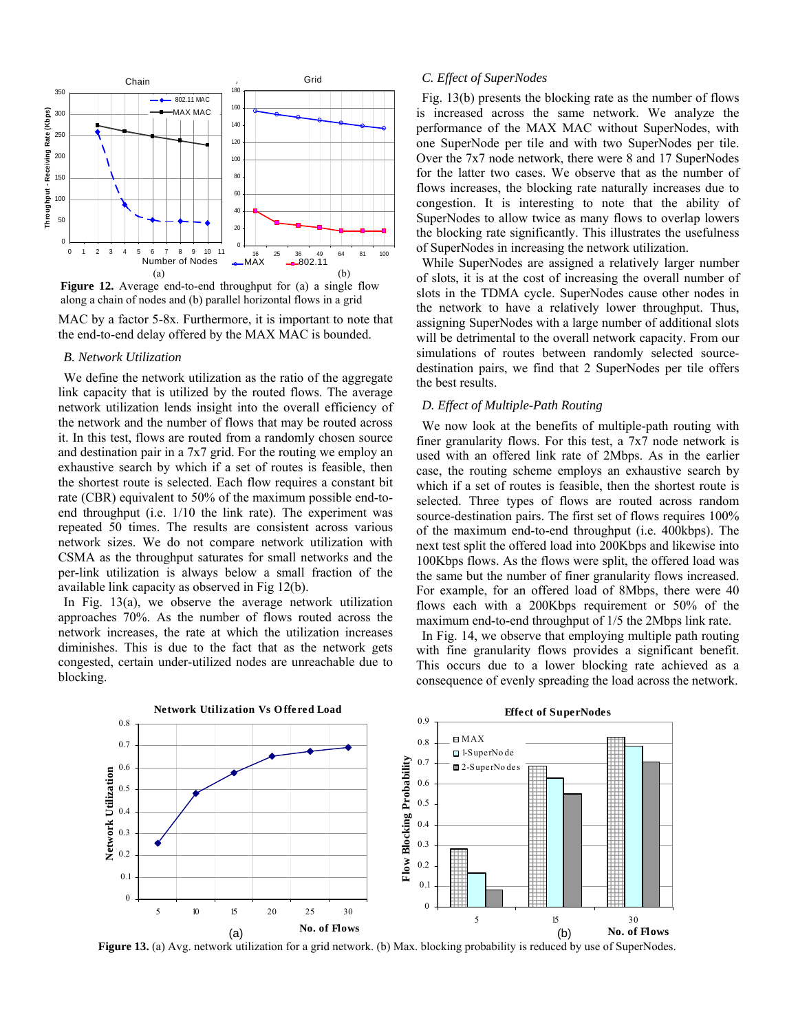**Figure 12.** Average end-to-end throughput for (a) a single flow along a chain of nodes and (b) parallel horizontal flows in a grid

MAC by a factor 5-8x. Furthermore, it is important to note that the end-to-end delay offered by the MAX MAC is bounded.

### *B. Network Utilization*

We define the network utilization as the ratio of the aggregate link capacity that is utilized by the routed flows. The average network utilization lends insight into the overall efficiency of the network and the number of flows that may be routed across it. In this test, flows are routed from a randomly chosen source and destination pair in a 7x7 grid. For the routing we employ an exhaustive search by which if a set of routes is feasible, then the shortest route is selected. Each flow requires a constant bit rate (CBR) equivalent to 50% of the maximum possible end-to-end throughput (i.e. 1/10 the link rate). The experiment was repeated 50 times. The results are consistent across various network sizes. We do not compare network utilization with CSMA as the throughput saturates for small networks and the per-link utilization is always below a small fraction of the available link capacity as observed in Fig 12(b).

In Fig. 13(a), we observe the average network utilization approaches 70%. As the number of flows routed across the network increases, the rate at which the utilization increases diminishes. This is due to the fact that as the network gets congested, certain under-utilized nodes are unreachable due to blocking.

### *C. Effect of SuperNodes*

Fig. 13(b) presents the blocking rate as the number of flows is increased across the same network. We analyze the performance of the MAX MAC without SuperNodes, with one SuperNode per tile and with two SuperNodes per tile. Over the 7x7 node network, there were 8 and 17 SuperNodes for the latter two cases. We observe that as the number of flows increases, the blocking rate naturally increases due to congestion. It is interesting to note that the ability of SuperNodes to allow twice as many flows to overlap lowers the blocking rate significantly. This illustrates the usefulness of SuperNodes in increasing the network utilization.

While SuperNodes are assigned a relatively larger number of slots, it is at the cost of increasing the overall number of slots in the TDMA cycle. SuperNodes cause other nodes in the network to have a relatively lower throughput. Thus, assigning SuperNodes with a large number of additional slots will be detrimental to the overall network capacity. From our simulations of routes between randomly selected source-destination pairs, we find that 2 SuperNodes per tile offers the best results.

### *D. Effect of Multiple-Path Routing*

We now look at the benefits of multiple-path routing with finer granularity flows. For this test, a 7x7 node network is used with an offered link rate of 2Mbps. As in the earlier case, the routing scheme employs an exhaustive search by which if a set of routes is feasible, then the shortest route is selected. Three types of flows are routed across random source-destination pairs. The first set of flows requires 100% of the maximum end-to-end throughput (i.e. 400kbps). The next test split the offered load into 200Kbps and likewise into 100Kbps flows. As the flows were split, the offered load was the same but the number of finer granularity flows increased. For example, for an offered load of 8Mbps, there were 40 flows each with a 200Kbps requirement or 50% of the maximum end-to-end throughput of 1/5 the 2Mbps link rate.

In Fig. 14, we observe that employing multiple path routing with fine granularity flows provides a significant benefit. This occurs due to a lower blocking rate achieved as a consequence of evenly spreading the load across the network.

**Figure 13.** (a) Avg. network utilization for a grid network. (b) Max. blocking probability is reduced by use of SuperNodes.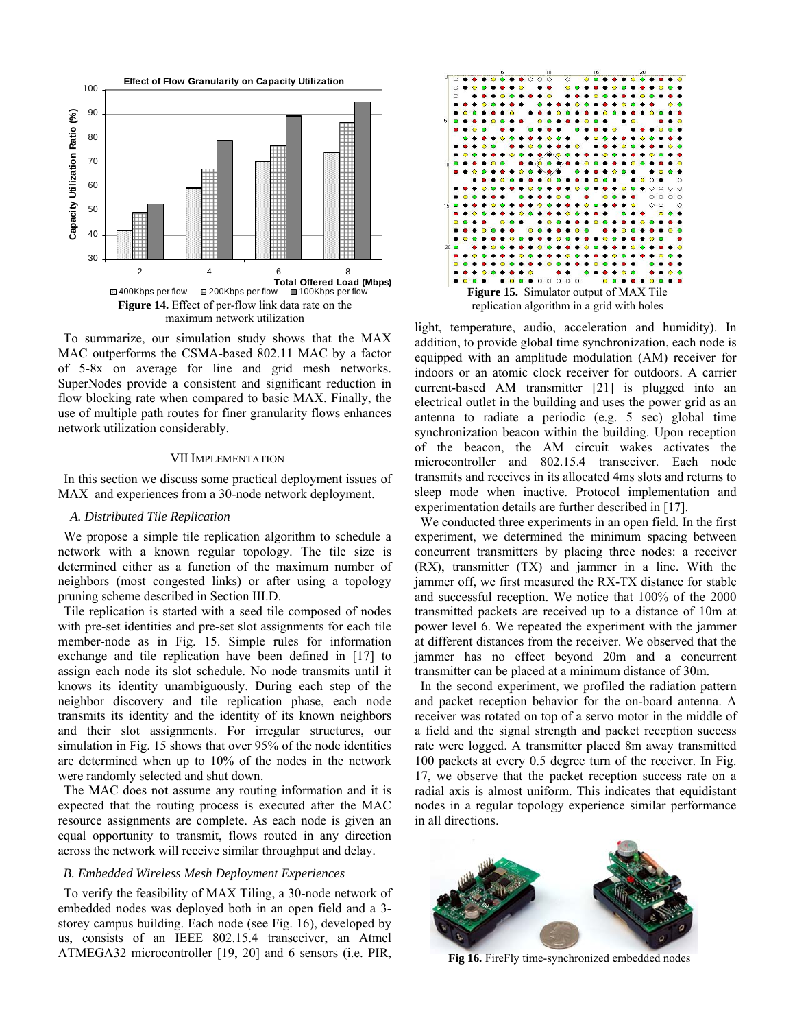**Figure 14.** Effect of per-flow link data rate on the maximum network utilization

To summarize, our simulation study shows that the MAX MAC outperforms the CSMA-based 802.11 MAC by a factor of 5-8x on average for line and grid mesh networks. SuperNodes provide a consistent and significant reduction in flow blocking rate when compared to basic MAX. Finally, the use of multiple path routes for finer granularity flows enhances network utilization considerably.

## VII Implementation

In this section we discuss some practical deployment issues of MAX and experiences from a 30-node network deployment.

### *A. Distributed Tile Replication*

We propose a simple tile replication algorithm to schedule a network with a known regular topology. The tile size is determined either as a function of the maximum number of neighbors (most congested links) or after using a topology pruning scheme described in Section III.D.

Tile replication is started with a seed tile composed of nodes with pre-set identities and pre-set slot assignments for each tile member-node as in Fig. 15. Simple rules for information exchange and tile replication have been defined in [17] to assign each node its slot schedule. No node transmits until it knows its identity unambiguously. During each step of the neighbor discovery and tile replication phase, each node transmits its identity and the identity of its known neighbors and their slot assignments. For irregular structures, our simulation in Fig. 15 shows that over 95% of the node identities are determined when up to 10% of the nodes in the network were randomly selected and shut down.

The MAC does not assume any routing information and it is expected that the routing process is executed after the MAC resource assignments are complete. As each node is given an equal opportunity to transmit, flows routed in any direction across the network will receive similar throughput and delay.

### *B. Embedded Wireless Mesh Deployment Experiences*

To verify the feasibility of MAX Tiling, a 30-node network of embedded nodes was deployed both in an open field and a 3-storey campus building. Each node (see Fig. 16), developed by us, consists of an IEEE 802.15.4 transceiver, an Atmel ATMEGA32 microcontroller [19, 20] and 6 sensors (i.e. PIR, light, temperature, audio, acceleration and humidity). In addition, to provide global time synchronization, each node is equipped with an amplitude modulation (AM) receiver for indoors or an atomic clock receiver for outdoors. A carrier current-based AM transmitter [21] is plugged into an electrical outlet in the building and uses the power grid as an antenna to radiate a periodic (e.g. 5 sec) global time synchronization beacon within the building. Upon reception of the beacon, the AM circuit wakes activates the microcontroller and 802.15.4 transceiver. Each node transmits and receives in its allocated 4ms slots and returns to sleep mode when inactive. Protocol implementation and experimentation details are further described in [17].

**Figure 15.** Simulator output of MAX Tile replication algorithm in a grid with holes

We conducted three experiments in an open field. In the first experiment, we determined the minimum spacing between concurrent transmitters by placing three nodes: a receiver (RX), transmitter (TX) and jammer in a line. With the jammer off, we first measured the RX-TX distance for stable and successful reception. We notice that 100% of the 2000 transmitted packets are received up to a distance of 10m at power level 6. We repeated the experiment with the jammer at different distances from the receiver. We observed that the jammer has no effect beyond 20m and a concurrent transmitter can be placed at a minimum distance of 30m.

In the second experiment, we profiled the radiation pattern and packet reception behavior for the on-board antenna. A receiver was rotated on top of a servo motor in the middle of a field and the signal strength and packet reception success rate were logged. A transmitter placed 8m away transmitted 100 packets at every 0.5 degree turn of the receiver. In Fig. 17, we observe that the packet reception success rate on a radial axis is almost uniform. This indicates that equidistant nodes in a regular topology experience similar performance in all directions.

**Fig 16.** FireFly time-synchronized embedded nodes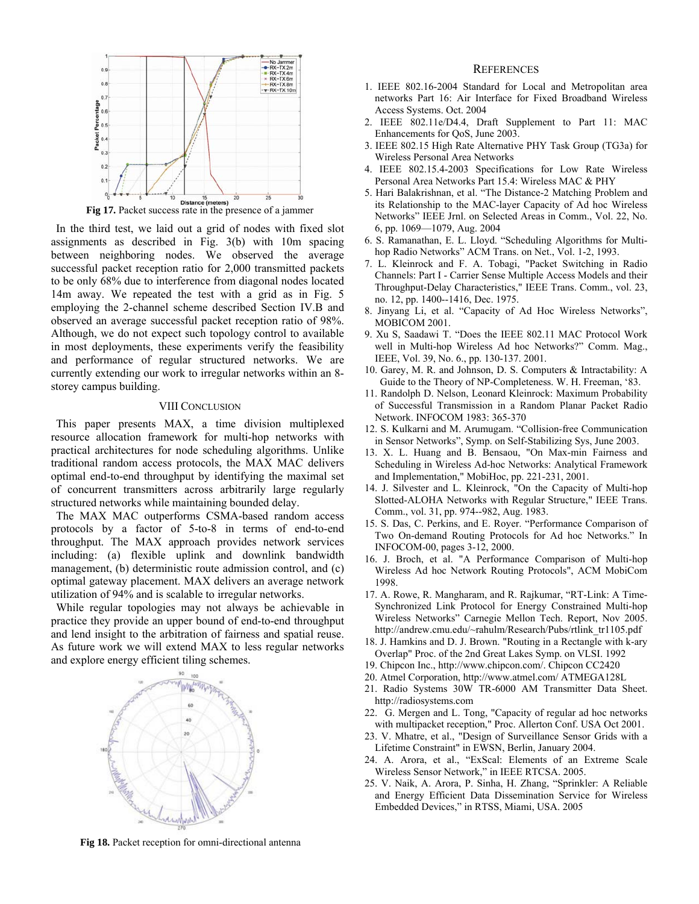Packet Percentage

Distance (meters)

No Jammer
RX-TX 2m
RX-TX 4m
RX-TX 6m
RX-TX 8m
RX-TX 10m

**Fig 17.** Packet success rate in the presence of a jammer

In the third test, we laid out a grid of nodes with fixed slot assignments as described in Fig. 3(b) with 10m spacing between neighboring nodes. We observed the average successful packet reception ratio for 2,000 transmitted packets to be only 68% due to interference from diagonal nodes located 14m away. We repeated the test with a grid as in Fig. 5 employing the 2-channel scheme described Section IV.B and observed an average successful packet reception ratio of 98%. Although, we do not expect such topology control to available in most deployments, these experiments verify the feasibility and performance of regular structured networks. We are currently extending our work to irregular networks within an 8-storey campus building.

## VIII Conclusion

This paper presents MAX, a time division multiplexed resource allocation framework for multi-hop networks with practical architectures for node scheduling algorithms. Unlike traditional random access protocols, the MAX MAC delivers optimal end-to-end throughput by identifying the maximal set of concurrent transmitters across arbitrarily large regularly structured networks while maintaining bounded delay.

The MAX MAC outperforms CSMA-based random access protocols by a factor of 5-to-8 in terms of end-to-end throughput. The MAX approach provides network services including: (a) flexible uplink and downlink bandwidth management, (b) deterministic route admission control, and (c) optimal gateway placement. MAX delivers an average network utilization of 94% and is scalable to irregular networks.

While regular topologies may not always be achievable in practice they provide an upper bound of end-to-end throughput and lend insight to the arbitration of fairness and spatial reuse. As future work we will extend MAX to less regular networks and explore energy efficient tiling schemes.

**Fig 18.** Packet reception for omni-directional antenna

## References

1. IEEE 802.16-2004 Standard for Local and Metropolitan area networks Part 16: Air Interface for Fixed Broadband Wireless Access Systems. Oct. 2004
2. IEEE 802.11e/D4.4, Draft Supplement to Part 11: MAC Enhancements for QoS, June 2003.
3. IEEE 802.15 High Rate Alternative PHY Task Group (TG3a) for Wireless Personal Area Networks
4. IEEE 802.15.4-2003 Specifications for Low Rate Wireless Personal Area Networks Part 15.4: Wireless MAC & PHY
5. Hari Balakrishnan, et al. "The Distance-2 Matching Problem and its Relationship to the MAC-layer Capacity of Ad hoc Wireless Networks" IEEE Jrnl. on Selected Areas in Comm., Vol. 22, No. 6, pp. 1069—1079, Aug. 2004
6. S. Ramanathan, E. L. Lloyd. "Scheduling Algorithms for Multi-hop Radio Networks" ACM Trans. on Net., Vol. 1-2, 1993.
7. L. Kleinrock and F. A. Tobagi, "Packet Switching in Radio Channels: Part I - Carrier Sense Multiple Access Models and their Throughput-Delay Characteristics," IEEE Trans. Comm., vol. 23, no. 12, pp. 1400--1416, Dec. 1975.
8. Jinyang Li, et al. "Capacity of Ad Hoc Wireless Networks", MOBICOM 2001.
9. Xu S, Saadawi T. "Does the IEEE 802.11 MAC Protocol Work well in Multi-hop Wireless Ad hoc Networks?" Comm. Mag., IEEE, Vol. 39, No. 6., pp. 130-137. 2001.
10. Garey, M. R. and Johnson, D. S. Computers & Intractability: A Guide to the Theory of NP-Completeness. W. H. Freeman, '83.
11. Randolph D. Nelson, Leonard Kleinrock: Maximum Probability of Successful Transmission in a Random Planar Packet Radio Network. INFOCOM 1983: 365-370
12. S. Kulkarni and M. Arumugam. "Collision-free Communication in Sensor Networks", Symp. on Self-Stabilizing Sys, June 2003.
13. X. L. Huang and B. Bensaou, "On Max-min Fairness and Scheduling in Wireless Ad-hoc Networks: Analytical Framework and Implementation," MobiHoc, pp. 221-231, 2001.
14. J. Silvester and L. Kleinrock, "On the Capacity of Multi-hop Slotted-ALOHA Networks with Regular Structure," IEEE Trans. Comm., vol. 31, pp. 974--982, Aug. 1983.
15. S. Das, C. Perkins, and E. Royer. "Performance Comparison of Two On-demand Routing Protocols for Ad hoc Networks." In INFOCOM-00, pages 3-12, 2000.
16. J. Broch, et al. "A Performance Comparison of Multi-hop Wireless Ad hoc Network Routing Protocols", ACM MobiCom 1998.
17. A. Rowe, R. Mangharam, and R. Rajkumar, "RT-Link: A Time-Synchronized Link Protocol for Energy Constrained Multi-hop Wireless Networks" Carnegie Mellon Tech. Report, Nov 2005. http://andrew.cmu.edu/~rahulm/Research/Pubs/rtlink_tr1105.pdf
18. J. Hamkins and D. J. Brown. "Routing in a Rectangle with k-ary Overlap" Proc. of the 2nd Great Lakes Symp. on VLSI. 1992
19. Chipcon Inc., http://www.chipcon.com/. Chipcon CC2420
20. Atmel Corporation, http://www.atmel.com/ ATMEGA128L
21. Radio Systems 30W TR-6000 AM Transmitter Data Sheet. http://radiosystems.com
22. G. Mergen and L. Tong, "Capacity of regular ad hoc networks with multipacket reception," Proc. Allerton Conf. USA Oct 2001.
23. V. Mhatre, et al., "Design of Surveillance Sensor Grids with a Lifetime Constraint" in EWSN, Berlin, January 2004.
24. A. Arora, et al., "ExScal: Elements of an Extreme Scale Wireless Sensor Network," in IEEE RTCSA. 2005.
25. V. Naik, A. Arora, P. Sinha, H. Zhang, "Sprinkler: A Reliable and Energy Efficient Data Dissemination Service for Wireless Embedded Devices," in RTSS, Miami, USA. 2005